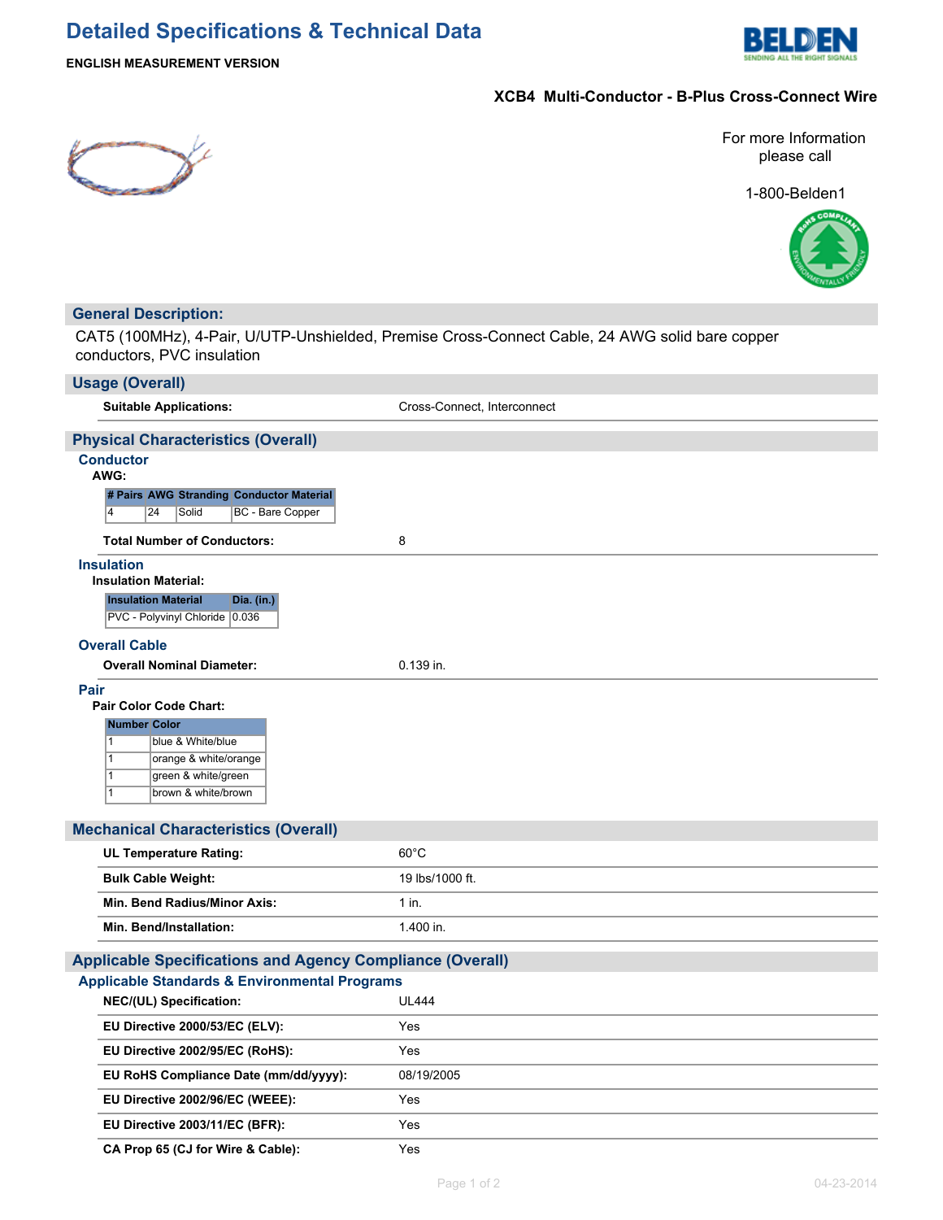# Detailed Specifications & Technical Data

**ENGLISH MEASUREMENT VERSION**

**XCB4 Multi-Conductor - B-Plus Cross-Connect Wire**

For more Information please call

1-800-Belden1

## General Description:

CAT5 (100MHz), 4-Pair, U/UTP-Unshielded, Premise Cross-Connect Cable, 24 AWG solid bare copper conductors, PVC insulation

## Usage (Overall)

| | |
|---|---|
| **Suitable Applications:** | Cross-Connect, Interconnect |

## Physical Characteristics (Overall)

### Conductor

**AWG:**

| # Pairs | AWG | Stranding | Conductor Material |
|---|---|---|---|
| 4 | 24 | Solid | BC - Bare Copper |

| | |
|---|---|
| **Total Number of Conductors:** | 8 |

### Insulation

**Insulation Material:**

| Insulation Material | Dia. (in.) |
|---|---|
| PVC - Polyvinyl Chloride | 0.036 |

### Overall Cable

| | |
|---|---|
| **Overall Nominal Diameter:** | 0.139 in. |

### Pair

**Pair Color Code Chart:**

| Number | Color |
|---|---|
| 1 | blue & White/blue |
| 1 | orange & white/orange |
| 1 | green & white/green |
| 1 | brown & white/brown |

## Mechanical Characteristics (Overall)

| | |
|---|---|
| **UL Temperature Rating:** | 60°C |
| **Bulk Cable Weight:** | 19 lbs/1000 ft. |
| **Min. Bend Radius/Minor Axis:** | 1 in. |
| **Min. Bend/Installation:** | 1.400 in. |

## Applicable Specifications and Agency Compliance (Overall)

### Applicable Standards & Environmental Programs

| | |
|---|---|
| **NEC/(UL) Specification:** | UL444 |
| **EU Directive 2000/53/EC (ELV):** | Yes |
| **EU Directive 2002/95/EC (RoHS):** | Yes |
| **EU RoHS Compliance Date (mm/dd/yyyy):** | 08/19/2005 |
| **EU Directive 2002/96/EC (WEEE):** | Yes |
| **EU Directive 2003/11/EC (BFR):** | Yes |
| **CA Prop 65 (CJ for Wire & Cable):** | Yes |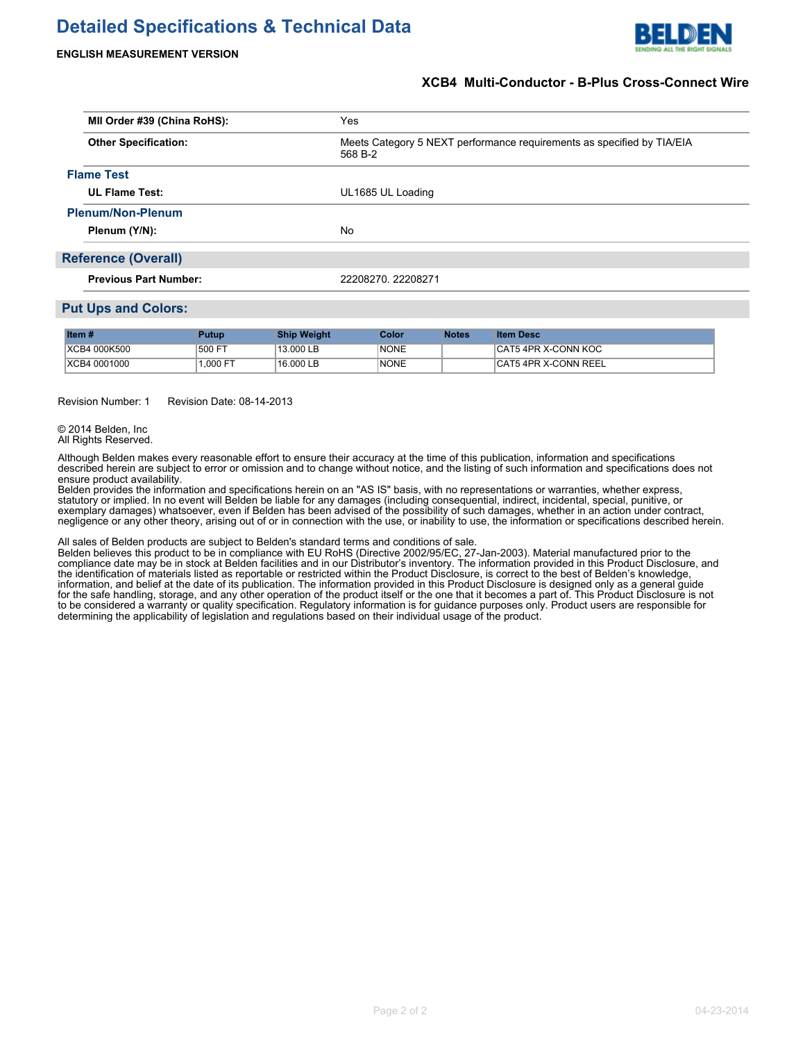# Detailed Specifications & Technical Data

**ENGLISH MEASUREMENT VERSION**

**XCB4 Multi-Conductor - B-Plus Cross-Connect Wire**

| | |
|---|---|
| **MII Order #39 (China RoHS):** | Yes |
| **Other Specification:** | Meets Category 5 NEXT performance requirements as specified by TIA/EIA 568 B-2 |

### Flame Test

| | |
|---|---|
| **UL Flame Test:** | UL1685 UL Loading |

### Plenum/Non-Plenum

| | |
|---|---|
| **Plenum (Y/N):** | No |

## Reference (Overall)

| | |
|---|---|
| **Previous Part Number:** | 22208270. 22208271 |

## Put Ups and Colors:

| Item # | Putup | Ship Weight | Color | Notes | Item Desc |
|---|---|---|---|---|---|
| XCB4 000K500 | 500 FT | 13.000 LB | NONE | | CAT5 4PR X-CONN KOC |
| XCB4 0001000 | 1,000 FT | 16.000 LB | NONE | | CAT5 4PR X-CONN REEL |

Revision Number: 1    Revision Date: 08-14-2013

© 2014 Belden, Inc
All Rights Reserved.

Although Belden makes every reasonable effort to ensure their accuracy at the time of this publication, information and specifications described herein are subject to error or omission and to change without notice, and the listing of such information and specifications does not ensure product availability.
Belden provides the information and specifications herein on an "AS IS" basis, with no representations or warranties, whether express, statutory or implied. In no event will Belden be liable for any damages (including consequential, indirect, incidental, special, punitive, or exemplary damages) whatsoever, even if Belden has been advised of the possibility of such damages, whether in an action under contract, negligence or any other theory, arising out of or in connection with the use, or inability to use, the information or specifications described herein.

All sales of Belden products are subject to Belden's standard terms and conditions of sale.
Belden believes this product to be in compliance with EU RoHS (Directive 2002/95/EC, 27-Jan-2003). Material manufactured prior to the compliance date may be in stock at Belden facilities and in our Distributor's inventory. The information provided in this Product Disclosure, and the identification of materials listed as reportable or restricted within the Product Disclosure, is correct to the best of Belden's knowledge, information, and belief at the date of its publication. The information provided in this Product Disclosure is designed only as a general guide for the safe handling, storage, and any other operation of the product itself or the one that it becomes a part of. This Product Disclosure is not to be considered a warranty or quality specification. Regulatory information is for guidance purposes only. Product users are responsible for determining the applicability of legislation and regulations based on their individual usage of the product.